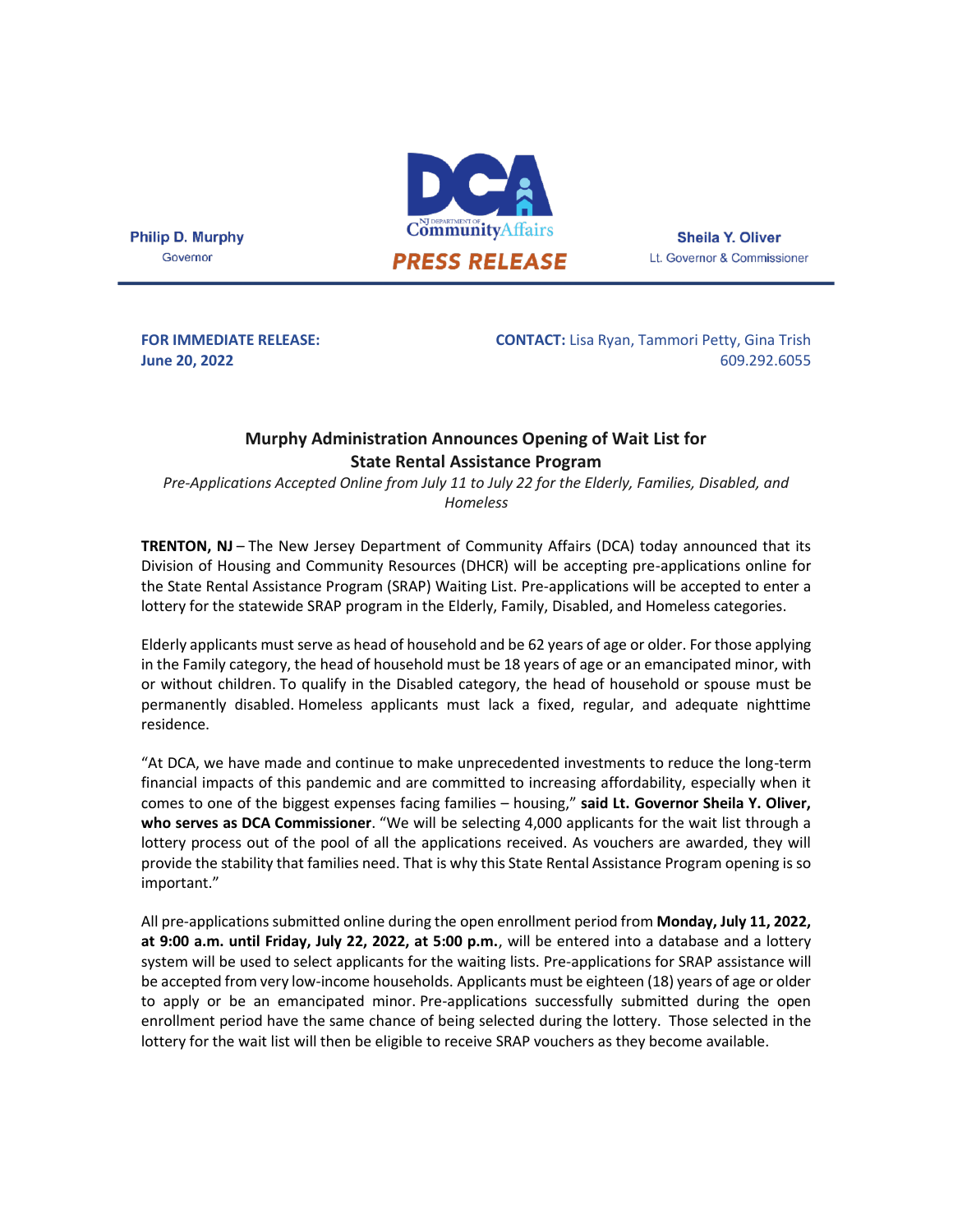**Philip D. Murphy**
Governor

NJ DEPARTMENT OF Community Affairs

**PRESS RELEASE**

**Sheila Y. Oliver**
Lt. Governor & Commissioner

**FOR IMMEDIATE RELEASE:**
**June 20, 2022**

**CONTACT:** Lisa Ryan, Tammori Petty, Gina Trish
609.292.6055

## Murphy Administration Announces Opening of Wait List for State Rental Assistance Program

*Pre-Applications Accepted Online from July 11 to July 22 for the Elderly, Families, Disabled, and Homeless*

**TRENTON, NJ** – The New Jersey Department of Community Affairs (DCA) today announced that its Division of Housing and Community Resources (DHCR) will be accepting pre-applications online for the State Rental Assistance Program (SRAP) Waiting List. Pre-applications will be accepted to enter a lottery for the statewide SRAP program in the Elderly, Family, Disabled, and Homeless categories.

Elderly applicants must serve as head of household and be 62 years of age or older. For those applying in the Family category, the head of household must be 18 years of age or an emancipated minor, with or without children. To qualify in the Disabled category, the head of household or spouse must be permanently disabled. Homeless applicants must lack a fixed, regular, and adequate nighttime residence.

"At DCA, we have made and continue to make unprecedented investments to reduce the long-term financial impacts of this pandemic and are committed to increasing affordability, especially when it comes to one of the biggest expenses facing families – housing," **said Lt. Governor Sheila Y. Oliver, who serves as DCA Commissioner**. "We will be selecting 4,000 applicants for the wait list through a lottery process out of the pool of all the applications received. As vouchers are awarded, they will provide the stability that families need. That is why this State Rental Assistance Program opening is so important."

All pre-applications submitted online during the open enrollment period from **Monday, July 11, 2022, at 9:00 a.m. until Friday, July 22, 2022, at 5:00 p.m.**, will be entered into a database and a lottery system will be used to select applicants for the waiting lists. Pre-applications for SRAP assistance will be accepted from very low-income households. Applicants must be eighteen (18) years of age or older to apply or be an emancipated minor. Pre-applications successfully submitted during the open enrollment period have the same chance of being selected during the lottery. Those selected in the lottery for the wait list will then be eligible to receive SRAP vouchers as they become available.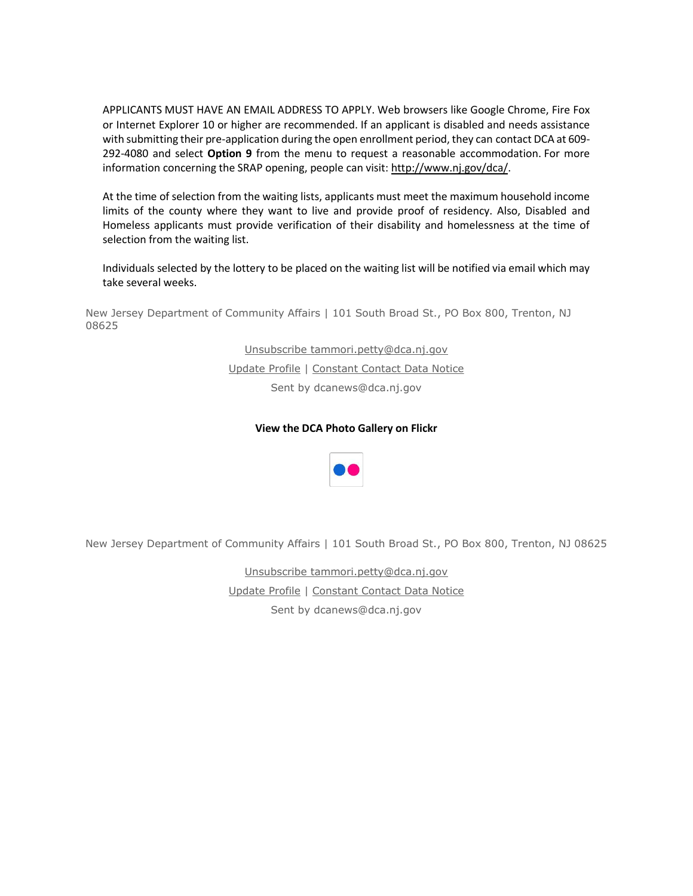APPLICANTS MUST HAVE AN EMAIL ADDRESS TO APPLY. Web browsers like Google Chrome, Fire Fox or Internet Explorer 10 or higher are recommended. If an applicant is disabled and needs assistance with submitting their pre-application during the open enrollment period, they can contact DCA at 609-292-4080 and select **Option 9** from the menu to request a reasonable accommodation. For more information concerning the SRAP opening, people can visit: http://www.nj.gov/dca/.

At the time of selection from the waiting lists, applicants must meet the maximum household income limits of the county where they want to live and provide proof of residency. Also, Disabled and Homeless applicants must provide verification of their disability and homelessness at the time of selection from the waiting list.

Individuals selected by the lottery to be placed on the waiting list will be notified via email which may take several weeks.

New Jersey Department of Community Affairs | 101 South Broad St., PO Box 800, Trenton, NJ 08625

Unsubscribe tammori.petty@dca.nj.gov

Update Profile | Constant Contact Data Notice

Sent by dcanews@dca.nj.gov

**View the DCA Photo Gallery on Flickr**

New Jersey Department of Community Affairs | 101 South Broad St., PO Box 800, Trenton, NJ 08625

Unsubscribe tammori.petty@dca.nj.gov

Update Profile | Constant Contact Data Notice

Sent by dcanews@dca.nj.gov